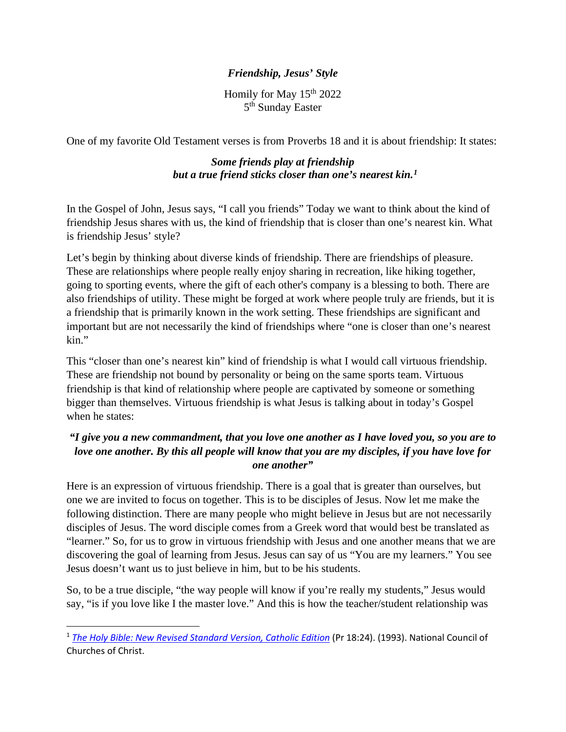# *Friendship, Jesus' Style*

Homily for May 15th 2022
5th Sunday Easter

One of my favorite Old Testament verses is from Proverbs 18 and it is about friendship: It states:

> ***Some friends play at friendship***
> ***but a true friend sticks closer than one's nearest kin.*[1]**

In the Gospel of John, Jesus says, "I call you friends" Today we want to think about the kind of friendship Jesus shares with us, the kind of friendship that is closer than one's nearest kin. What is friendship Jesus' style?

Let's begin by thinking about diverse kinds of friendship. There are friendships of pleasure. These are relationships where people really enjoy sharing in recreation, like hiking together, going to sporting events, where the gift of each other's company is a blessing to both. There are also friendships of utility. These might be forged at work where people truly are friends, but it is a friendship that is primarily known in the work setting. These friendships are significant and important but are not necessarily the kind of friendships where "one is closer than one's nearest kin."

This "closer than one's nearest kin" kind of friendship is what I would call virtuous friendship. These are friendship not bound by personality or being on the same sports team. Virtuous friendship is that kind of relationship where people are captivated by someone or something bigger than themselves. Virtuous friendship is what Jesus is talking about in today's Gospel when he states:

> ***"I give you a new commandment, that you love one another as I have loved you, so you are to love one another. By this all people will know that you are my disciples, if you have love for one another"***

Here is an expression of virtuous friendship. There is a goal that is greater than ourselves, but one we are invited to focus on together. This is to be disciples of Jesus. Now let me make the following distinction. There are many people who might believe in Jesus but are not necessarily disciples of Jesus. The word disciple comes from a Greek word that would best be translated as "learner." So, for us to grow in virtuous friendship with Jesus and one another means that we are discovering the goal of learning from Jesus. Jesus can say of us "You are my learners." You see Jesus doesn't want us to just believe in him, but to be his students.

So, to be a true disciple, "the way people will know if you're really my students," Jesus would say, "is if you love like I the master love." And this is how the teacher/student relationship was

---

[1] *The Holy Bible: New Revised Standard Version, Catholic Edition* (Pr 18:24). (1993). National Council of Churches of Christ.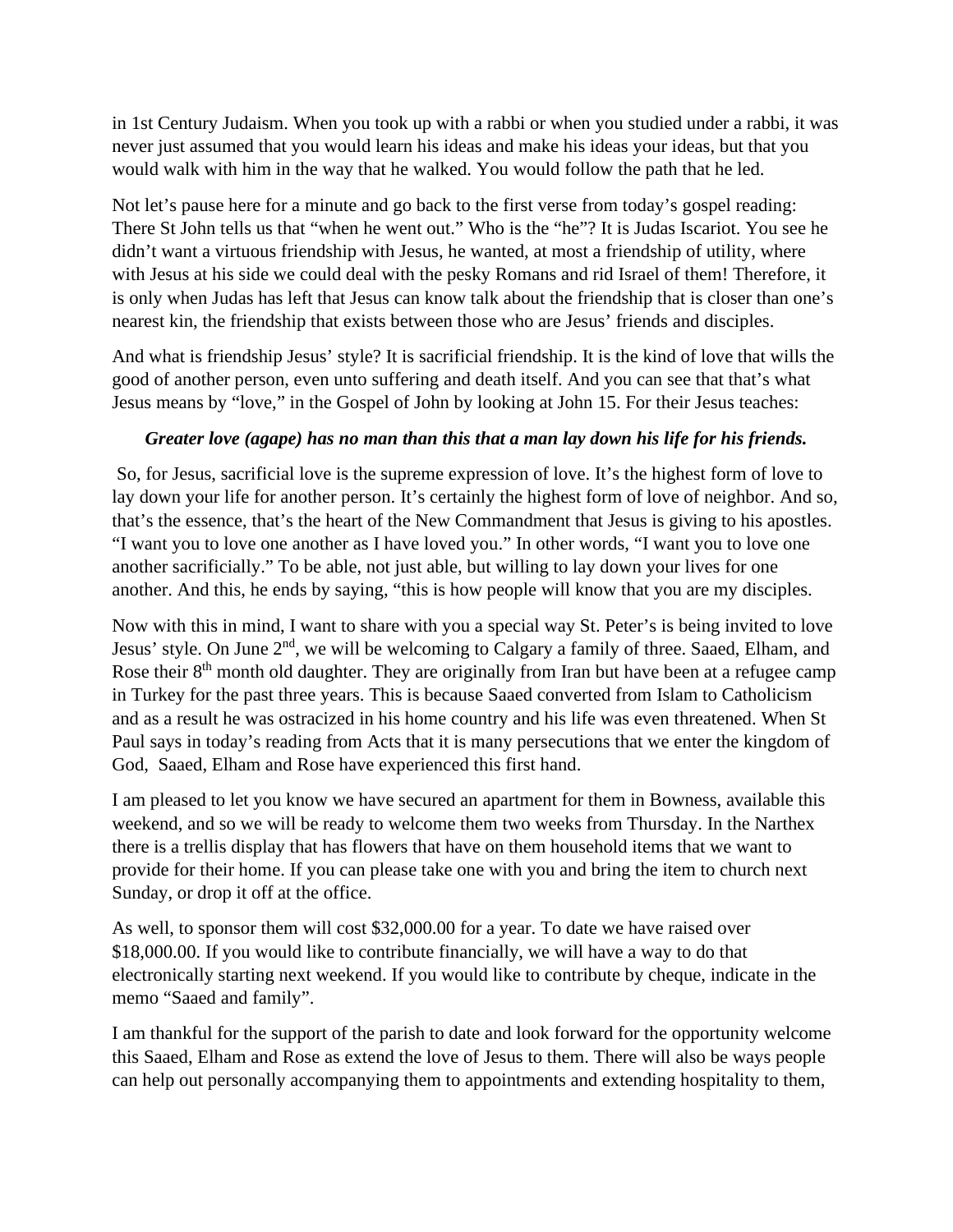in 1st Century Judaism. When you took up with a rabbi or when you studied under a rabbi, it was never just assumed that you would learn his ideas and make his ideas your ideas, but that you would walk with him in the way that he walked. You would follow the path that he led.

Not let's pause here for a minute and go back to the first verse from today's gospel reading: There St John tells us that "when he went out." Who is the "he"? It is Judas Iscariot. You see he didn't want a virtuous friendship with Jesus, he wanted, at most a friendship of utility, where with Jesus at his side we could deal with the pesky Romans and rid Israel of them! Therefore, it is only when Judas has left that Jesus can know talk about the friendship that is closer than one's nearest kin, the friendship that exists between those who are Jesus' friends and disciples.

And what is friendship Jesus' style? It is sacrificial friendship. It is the kind of love that wills the good of another person, even unto suffering and death itself. And you can see that that's what Jesus means by "love," in the Gospel of John by looking at John 15. For their Jesus teaches:

***Greater love (agape) has no man than this that a man lay down his life for his friends.***

So, for Jesus, sacrificial love is the supreme expression of love. It's the highest form of love to lay down your life for another person. It's certainly the highest form of love of neighbor. And so, that's the essence, that's the heart of the New Commandment that Jesus is giving to his apostles. "I want you to love one another as I have loved you." In other words, "I want you to love one another sacrificially." To be able, not just able, but willing to lay down your lives for one another. And this, he ends by saying, "this is how people will know that you are my disciples.

Now with this in mind, I want to share with you a special way St. Peter's is being invited to love Jesus' style. On June 2nd, we will be welcoming to Calgary a family of three. Saaed, Elham, and Rose their 8th month old daughter. They are originally from Iran but have been at a refugee camp in Turkey for the past three years. This is because Saaed converted from Islam to Catholicism and as a result he was ostracized in his home country and his life was even threatened. When St Paul says in today's reading from Acts that it is many persecutions that we enter the kingdom of God, Saaed, Elham and Rose have experienced this first hand.

I am pleased to let you know we have secured an apartment for them in Bowness, available this weekend, and so we will be ready to welcome them two weeks from Thursday. In the Narthex there is a trellis display that has flowers that have on them household items that we want to provide for their home. If you can please take one with you and bring the item to church next Sunday, or drop it off at the office.

As well, to sponsor them will cost $32,000.00 for a year. To date we have raised over $18,000.00. If you would like to contribute financially, we will have a way to do that electronically starting next weekend. If you would like to contribute by cheque, indicate in the memo "Saaed and family".

I am thankful for the support of the parish to date and look forward for the opportunity welcome this Saaed, Elham and Rose as extend the love of Jesus to them. There will also be ways people can help out personally accompanying them to appointments and extending hospitality to them,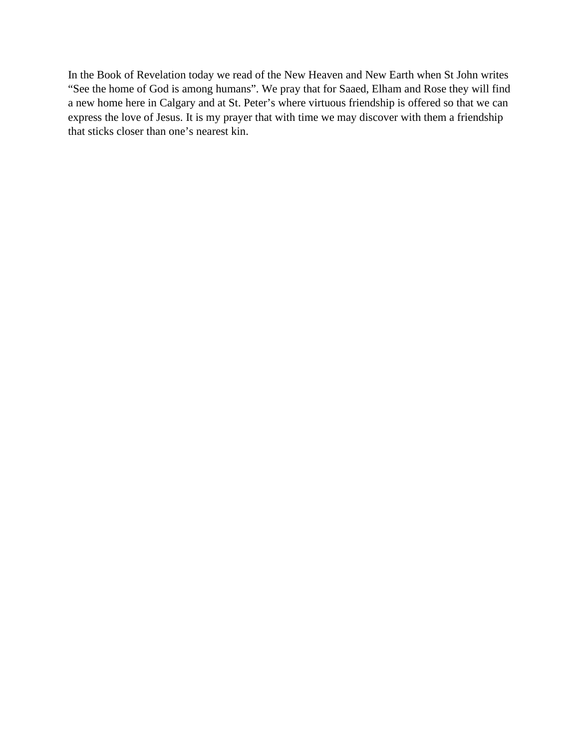In the Book of Revelation today we read of the New Heaven and New Earth when St John writes "See the home of God is among humans". We pray that for Saaed, Elham and Rose they will find a new home here in Calgary and at St. Peter's where virtuous friendship is offered so that we can express the love of Jesus. It is my prayer that with time we may discover with them a friendship that sticks closer than one's nearest kin.